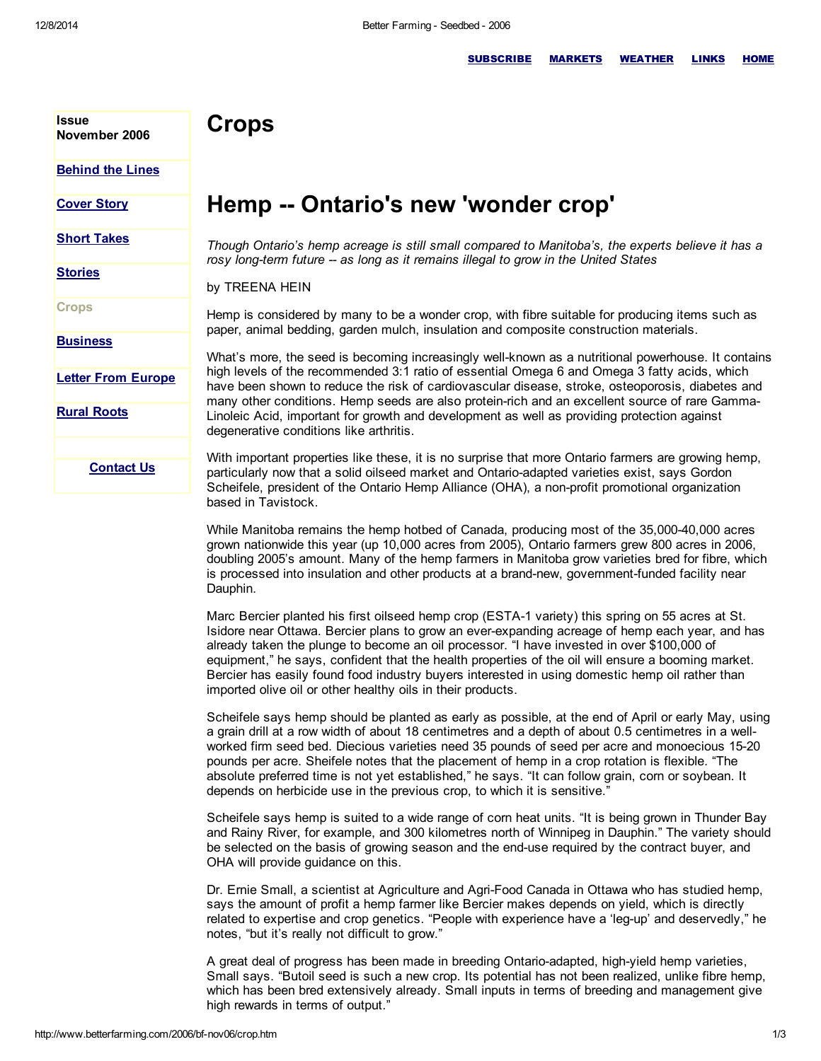# Crops

## Hemp -- Ontario's new 'wonder crop'

*Though Ontario's hemp acreage is still small compared to Manitoba's, the experts believe it has a rosy long-term future -- as long as it remains illegal to grow in the United States*

by TREENA HEIN

Hemp is considered by many to be a wonder crop, with fibre suitable for producing items such as paper, animal bedding, garden mulch, insulation and composite construction materials.

What's more, the seed is becoming increasingly well-known as a nutritional powerhouse. It contains high levels of the recommended 3:1 ratio of essential Omega 6 and Omega 3 fatty acids, which have been shown to reduce the risk of cardiovascular disease, stroke, osteoporosis, diabetes and many other conditions. Hemp seeds are also protein-rich and an excellent source of rare Gamma-Linoleic Acid, important for growth and development as well as providing protection against degenerative conditions like arthritis.

With important properties like these, it is no surprise that more Ontario farmers are growing hemp, particularly now that a solid oilseed market and Ontario-adapted varieties exist, says Gordon Scheifele, president of the Ontario Hemp Alliance (OHA), a non-profit promotional organization based in Tavistock.

While Manitoba remains the hemp hotbed of Canada, producing most of the 35,000-40,000 acres grown nationwide this year (up 10,000 acres from 2005), Ontario farmers grew 800 acres in 2006, doubling 2005's amount. Many of the hemp farmers in Manitoba grow varieties bred for fibre, which is processed into insulation and other products at a brand-new, government-funded facility near Dauphin.

Marc Bercier planted his first oilseed hemp crop (ESTA-1 variety) this spring on 55 acres at St. Isidore near Ottawa. Bercier plans to grow an ever-expanding acreage of hemp each year, and has already taken the plunge to become an oil processor. "I have invested in over $100,000 of equipment," he says, confident that the health properties of the oil will ensure a booming market. Bercier has easily found food industry buyers interested in using domestic hemp oil rather than imported olive oil or other healthy oils in their products.

Scheifele says hemp should be planted as early as possible, at the end of April or early May, using a grain drill at a row width of about 18 centimetres and a depth of about 0.5 centimetres in a well-worked firm seed bed. Diecious varieties need 35 pounds of seed per acre and monoecious 15-20 pounds per acre. Sheifele notes that the placement of hemp in a crop rotation is flexible. "The absolute preferred time is not yet established," he says. "It can follow grain, corn or soybean. It depends on herbicide use in the previous crop, to which it is sensitive."

Scheifele says hemp is suited to a wide range of corn heat units. "It is being grown in Thunder Bay and Rainy River, for example, and 300 kilometres north of Winnipeg in Dauphin." The variety should be selected on the basis of growing season and the end-use required by the contract buyer, and OHA will provide guidance on this.

Dr. Ernie Small, a scientist at Agriculture and Agri-Food Canada in Ottawa who has studied hemp, says the amount of profit a hemp farmer like Bercier makes depends on yield, which is directly related to expertise and crop genetics. "People with experience have a 'leg-up' and deservedly," he notes, "but it's really not difficult to grow."

A great deal of progress has been made in breeding Ontario-adapted, high-yield hemp varieties, Small says. "Butoil seed is such a new crop. Its potential has not been realized, unlike fibre hemp, which has been bred extensively already. Small inputs in terms of breeding and management give high rewards in terms of output."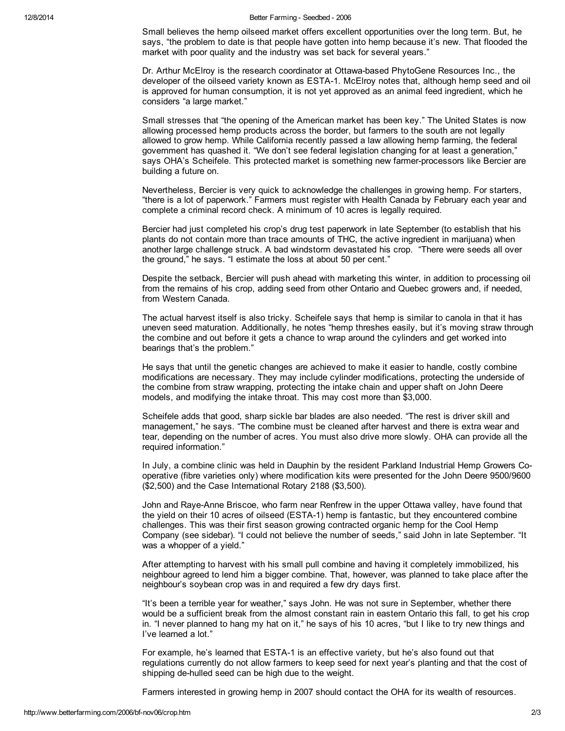Small believes the hemp oilseed market offers excellent opportunities over the long term. But, he says, "the problem to date is that people have gotten into hemp because it's new. That flooded the market with poor quality and the industry was set back for several years."

Dr. Arthur McElroy is the research coordinator at Ottawa-based PhytoGene Resources Inc., the developer of the oilseed variety known as ESTA-1. McElroy notes that, although hemp seed and oil is approved for human consumption, it is not yet approved as an animal feed ingredient, which he considers "a large market."

Small stresses that "the opening of the American market has been key." The United States is now allowing processed hemp products across the border, but farmers to the south are not legally allowed to grow hemp. While California recently passed a law allowing hemp farming, the federal government has quashed it. "We don't see federal legislation changing for at least a generation," says OHA's Scheifele. This protected market is something new farmer-processors like Bercier are building a future on.

Nevertheless, Bercier is very quick to acknowledge the challenges in growing hemp. For starters, "there is a lot of paperwork." Farmers must register with Health Canada by February each year and complete a criminal record check. A minimum of 10 acres is legally required.

Bercier had just completed his crop's drug test paperwork in late September (to establish that his plants do not contain more than trace amounts of THC, the active ingredient in marijuana) when another large challenge struck. A bad windstorm devastated his crop. "There were seeds all over the ground," he says. "I estimate the loss at about 50 per cent."

Despite the setback, Bercier will push ahead with marketing this winter, in addition to processing oil from the remains of his crop, adding seed from other Ontario and Quebec growers and, if needed, from Western Canada.

The actual harvest itself is also tricky. Scheifele says that hemp is similar to canola in that it has uneven seed maturation. Additionally, he notes "hemp threshes easily, but it's moving straw through the combine and out before it gets a chance to wrap around the cylinders and get worked into bearings that's the problem."

He says that until the genetic changes are achieved to make it easier to handle, costly combine modifications are necessary. They may include cylinder modifications, protecting the underside of the combine from straw wrapping, protecting the intake chain and upper shaft on John Deere models, and modifying the intake throat. This may cost more than $3,000.

Scheifele adds that good, sharp sickle bar blades are also needed. "The rest is driver skill and management," he says. "The combine must be cleaned after harvest and there is extra wear and tear, depending on the number of acres. You must also drive more slowly. OHA can provide all the required information."

In July, a combine clinic was held in Dauphin by the resident Parkland Industrial Hemp Growers Co-operative (fibre varieties only) where modification kits were presented for the John Deere 9500/9600 ($2,500) and the Case International Rotary 2188 ($3,500).

John and Raye-Anne Briscoe, who farm near Renfrew in the upper Ottawa valley, have found that the yield on their 10 acres of oilseed (ESTA-1) hemp is fantastic, but they encountered combine challenges. This was their first season growing contracted organic hemp for the Cool Hemp Company (see sidebar). "I could not believe the number of seeds," said John in late September. "It was a whopper of a yield."

After attempting to harvest with his small pull combine and having it completely immobilized, his neighbour agreed to lend him a bigger combine. That, however, was planned to take place after the neighbour's soybean crop was in and required a few dry days first.

"It's been a terrible year for weather," says John. He was not sure in September, whether there would be a sufficient break from the almost constant rain in eastern Ontario this fall, to get his crop in. "I never planned to hang my hat on it," he says of his 10 acres, "but I like to try new things and I've learned a lot."

For example, he's learned that ESTA-1 is an effective variety, but he's also found out that regulations currently do not allow farmers to keep seed for next year's planting and that the cost of shipping de-hulled seed can be high due to the weight.

Farmers interested in growing hemp in 2007 should contact the OHA for its wealth of resources.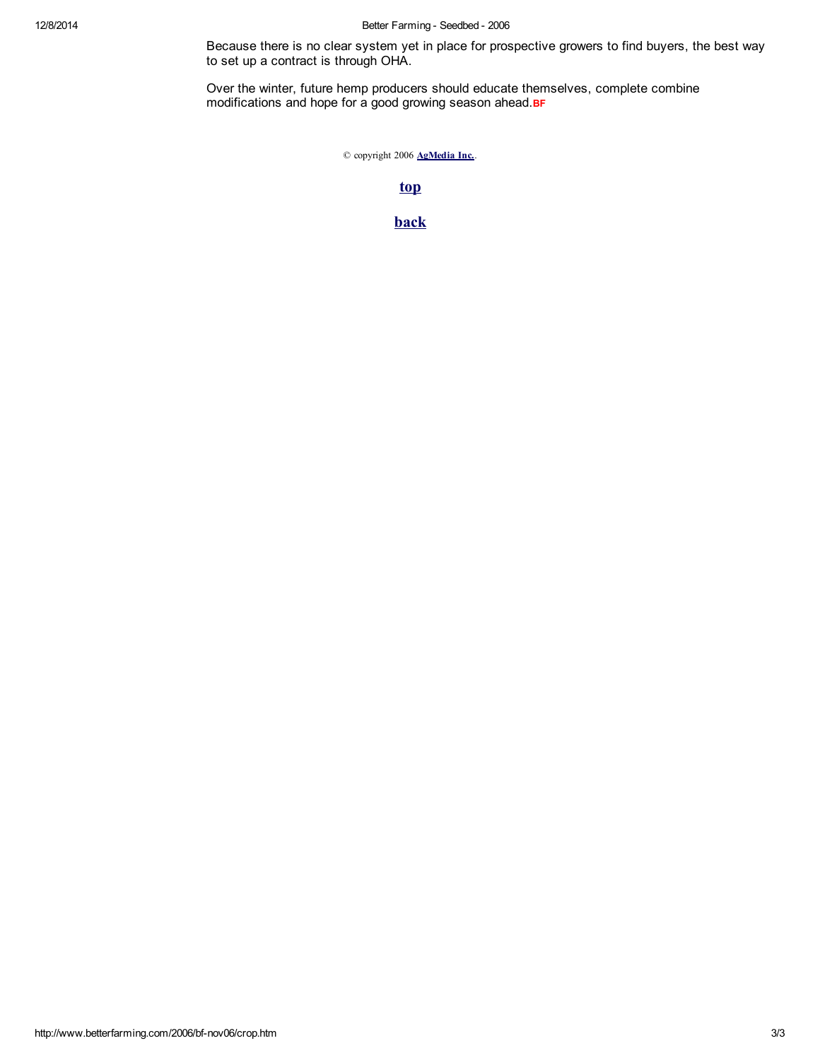Because there is no clear system yet in place for prospective growers to find buyers, the best way to set up a contract is through OHA.

Over the winter, future hemp producers should educate themselves, complete combine modifications and hope for a good growing season ahead.**BF**

© copyright 2006 **AgMedia Inc.**.

**top**

**back**